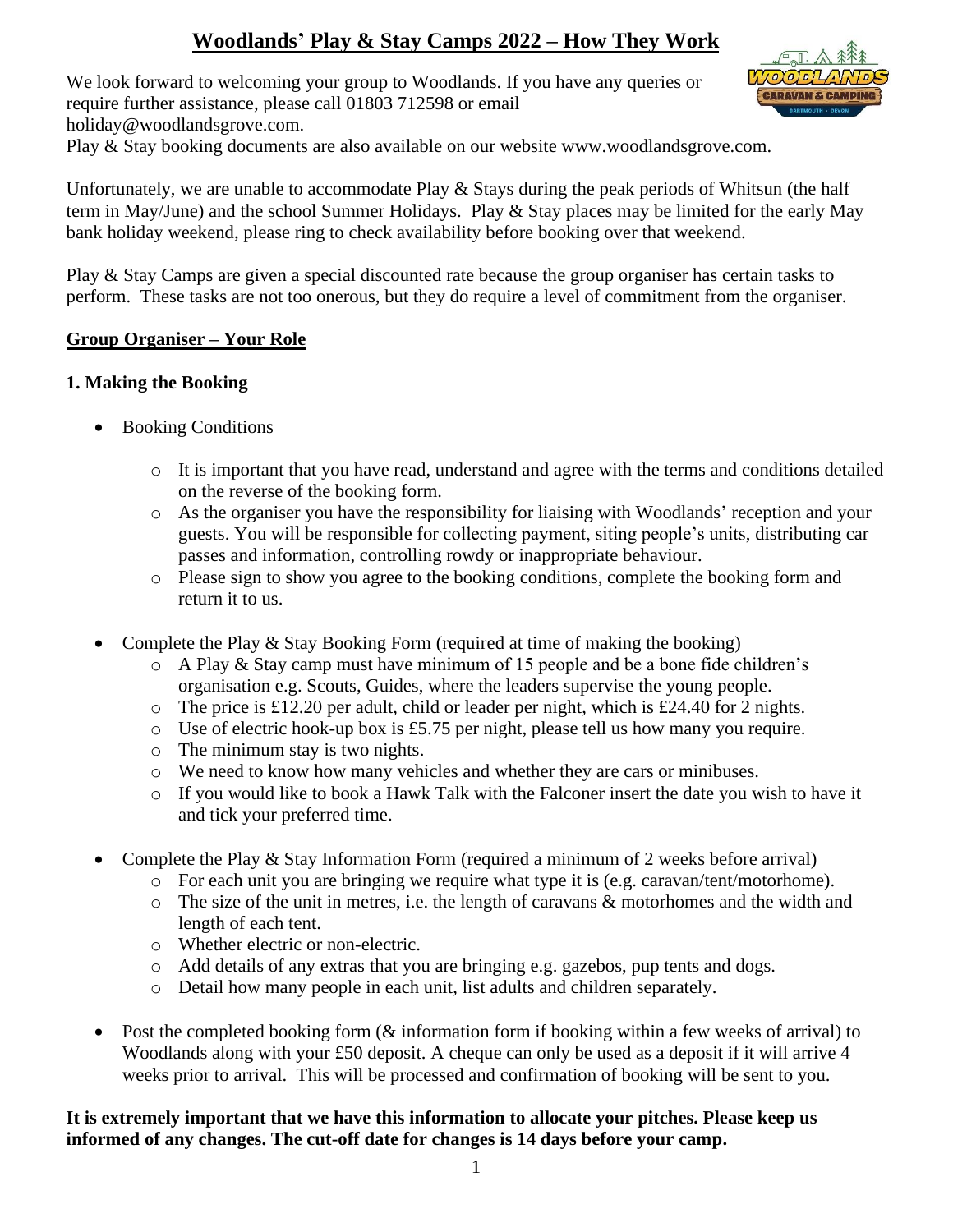# Woodlands' Play & Stay Camps 2022 – How They Work

We look forward to welcoming your group to Woodlands. If you have any queries or require further assistance, please call 01803 712598 or email holiday@woodlandsgrove.com.
Play & Stay booking documents are also available on our website www.woodlandsgrove.com.

Unfortunately, we are unable to accommodate Play & Stays during the peak periods of Whitsun (the half term in May/June) and the school Summer Holidays. Play & Stay places may be limited for the early May bank holiday weekend, please ring to check availability before booking over that weekend.

Play & Stay Camps are given a special discounted rate because the group organiser has certain tasks to perform. These tasks are not too onerous, but they do require a level of commitment from the organiser.

## Group Organiser – Your Role

### 1. Making the Booking

- Booking Conditions
  - It is important that you have read, understand and agree with the terms and conditions detailed on the reverse of the booking form.
  - As the organiser you have the responsibility for liaising with Woodlands' reception and your guests. You will be responsible for collecting payment, siting people's units, distributing car passes and information, controlling rowdy or inappropriate behaviour.
  - Please sign to show you agree to the booking conditions, complete the booking form and return it to us.
- Complete the Play & Stay Booking Form (required at time of making the booking)
  - A Play & Stay camp must have minimum of 15 people and be a bone fide children's organisation e.g. Scouts, Guides, where the leaders supervise the young people.
  - The price is £12.20 per adult, child or leader per night, which is £24.40 for 2 nights.
  - Use of electric hook-up box is £5.75 per night, please tell us how many you require.
  - The minimum stay is two nights.
  - We need to know how many vehicles and whether they are cars or minibuses.
  - If you would like to book a Hawk Talk with the Falconer insert the date you wish to have it and tick your preferred time.
- Complete the Play & Stay Information Form (required a minimum of 2 weeks before arrival)
  - For each unit you are bringing we require what type it is (e.g. caravan/tent/motorhome).
  - The size of the unit in metres, i.e. the length of caravans & motorhomes and the width and length of each tent.
  - Whether electric or non-electric.
  - Add details of any extras that you are bringing e.g. gazebos, pup tents and dogs.
  - Detail how many people in each unit, list adults and children separately.
- Post the completed booking form (& information form if booking within a few weeks of arrival) to Woodlands along with your £50 deposit. A cheque can only be used as a deposit if it will arrive 4 weeks prior to arrival. This will be processed and confirmation of booking will be sent to you.

**It is extremely important that we have this information to allocate your pitches. Please keep us informed of any changes. The cut-off date for changes is 14 days before your camp.**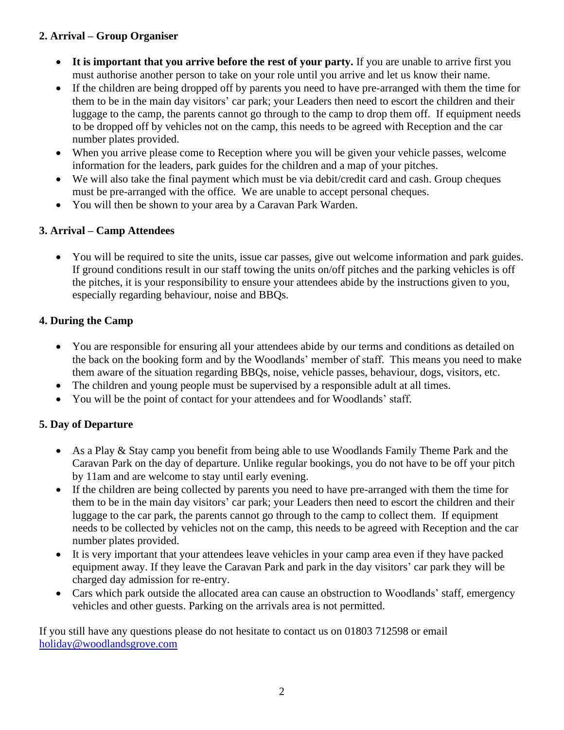**2. Arrival – Group Organiser**

- **It is important that you arrive before the rest of your party.** If you are unable to arrive first you must authorise another person to take on your role until you arrive and let us know their name.
- If the children are being dropped off by parents you need to have pre-arranged with them the time for them to be in the main day visitors' car park; your Leaders then need to escort the children and their luggage to the camp, the parents cannot go through to the camp to drop them off. If equipment needs to be dropped off by vehicles not on the camp, this needs to be agreed with Reception and the car number plates provided.
- When you arrive please come to Reception where you will be given your vehicle passes, welcome information for the leaders, park guides for the children and a map of your pitches.
- We will also take the final payment which must be via debit/credit card and cash. Group cheques must be pre-arranged with the office. We are unable to accept personal cheques.
- You will then be shown to your area by a Caravan Park Warden.

**3. Arrival – Camp Attendees**

- You will be required to site the units, issue car passes, give out welcome information and park guides. If ground conditions result in our staff towing the units on/off pitches and the parking vehicles is off the pitches, it is your responsibility to ensure your attendees abide by the instructions given to you, especially regarding behaviour, noise and BBQs.

**4. During the Camp**

- You are responsible for ensuring all your attendees abide by our terms and conditions as detailed on the back on the booking form and by the Woodlands' member of staff. This means you need to make them aware of the situation regarding BBQs, noise, vehicle passes, behaviour, dogs, visitors, etc.
- The children and young people must be supervised by a responsible adult at all times.
- You will be the point of contact for your attendees and for Woodlands' staff.

**5. Day of Departure**

- As a Play & Stay camp you benefit from being able to use Woodlands Family Theme Park and the Caravan Park on the day of departure. Unlike regular bookings, you do not have to be off your pitch by 11am and are welcome to stay until early evening.
- If the children are being collected by parents you need to have pre-arranged with them the time for them to be in the main day visitors' car park; your Leaders then need to escort the children and their luggage to the car park, the parents cannot go through to the camp to collect them. If equipment needs to be collected by vehicles not on the camp, this needs to be agreed with Reception and the car number plates provided.
- It is very important that your attendees leave vehicles in your camp area even if they have packed equipment away. If they leave the Caravan Park and park in the day visitors' car park they will be charged day admission for re-entry.
- Cars which park outside the allocated area can cause an obstruction to Woodlands' staff, emergency vehicles and other guests. Parking on the arrivals area is not permitted.

If you still have any questions please do not hesitate to contact us on 01803 712598 or email holiday@woodlandsgrove.com